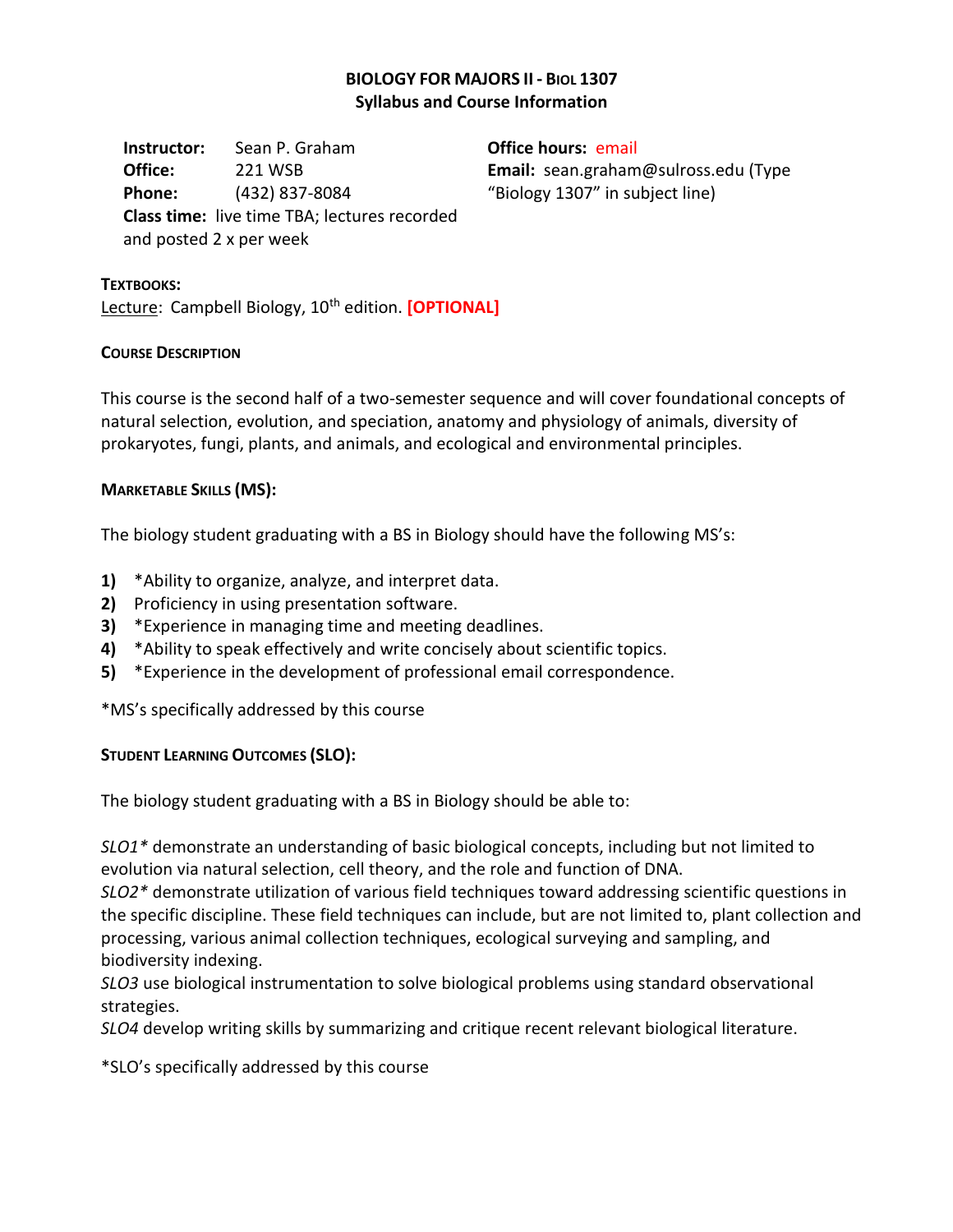# BIOLOGY FOR MAJORS II - BIOL 1307
## Syllabus and Course Information

**Instructor:** Sean P. Graham
**Office:** 221 WSB
**Phone:** (432) 837-8084
**Class time:** live time TBA; lectures recorded and posted 2 x per week

**Office hours:** email
**Email:** sean.graham@sulross.edu (Type "Biology 1307" in subject line)

### TEXTBOOKS:

Lecture: Campbell Biology, 10th edition. **[OPTIONAL]**

### COURSE DESCRIPTION

This course is the second half of a two-semester sequence and will cover foundational concepts of natural selection, evolution, and speciation, anatomy and physiology of animals, diversity of prokaryotes, fungi, plants, and animals, and ecological and environmental principles.

### MARKETABLE SKILLS (MS):

The biology student graduating with a BS in Biology should have the following MS's:

**1)** *Ability to organize, analyze, and interpret data.
**2)** Proficiency in using presentation software.
**3)** *Experience in managing time and meeting deadlines.
**4)** *Ability to speak effectively and write concisely about scientific topics.
**5)** *Experience in the development of professional email correspondence.

*MS's specifically addressed by this course

### STUDENT LEARNING OUTCOMES (SLO):

The biology student graduating with a BS in Biology should be able to:

*SLO1** demonstrate an understanding of basic biological concepts, including but not limited to evolution via natural selection, cell theory, and the role and function of DNA.
*SLO2** demonstrate utilization of various field techniques toward addressing scientific questions in the specific discipline. These field techniques can include, but are not limited to, plant collection and processing, various animal collection techniques, ecological surveying and sampling, and biodiversity indexing.
*SLO3* use biological instrumentation to solve biological problems using standard observational strategies.
*SLO4* develop writing skills by summarizing and critique recent relevant biological literature.

*SLO's specifically addressed by this course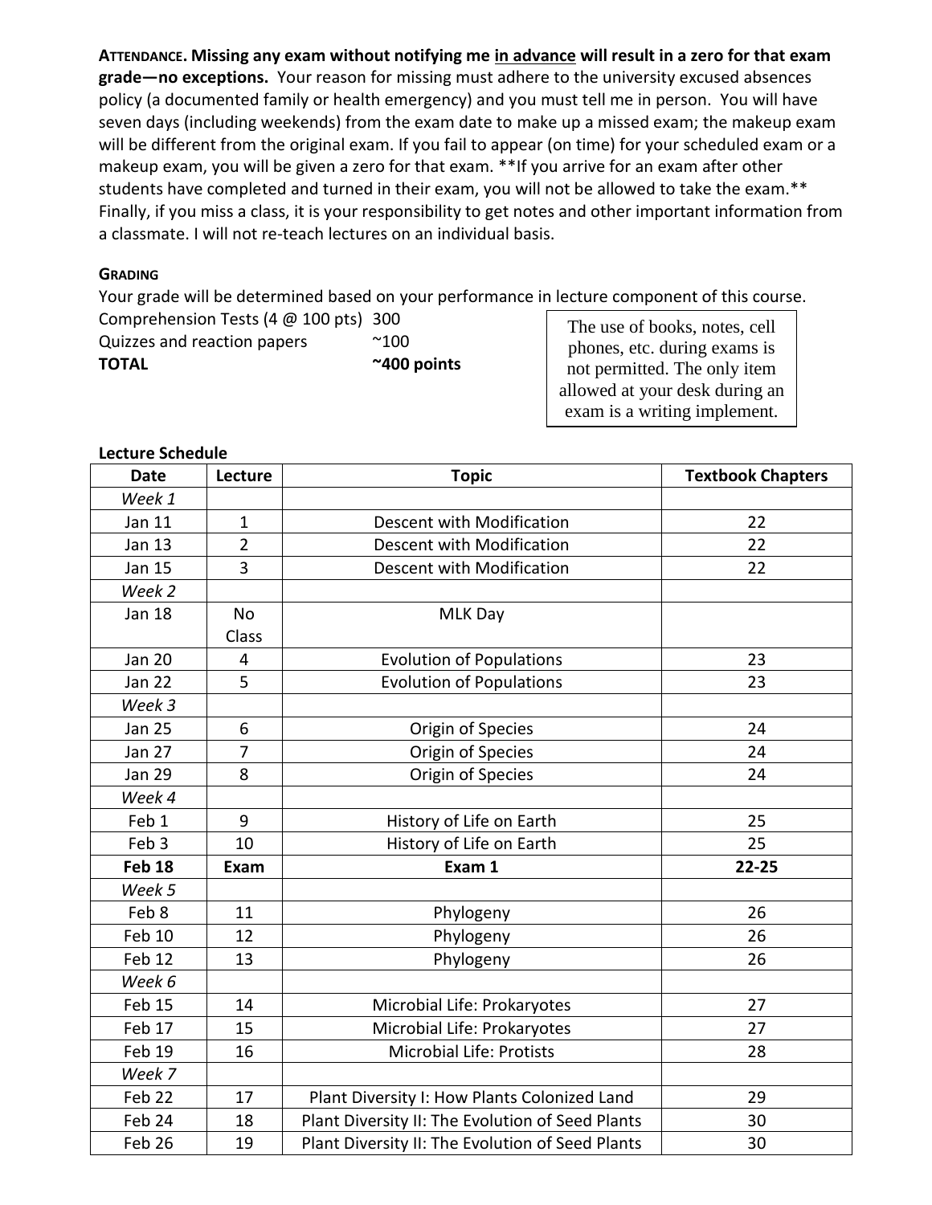**ATTENDANCE. Missing any exam without notifying me <u>in advance</u> will result in a zero for that exam grade—no exceptions.** Your reason for missing must adhere to the university excused absences policy (a documented family or health emergency) and you must tell me in person. You will have seven days (including weekends) from the exam date to make up a missed exam; the makeup exam will be different from the original exam. If you fail to appear (on time) for your scheduled exam or a makeup exam, you will be given a zero for that exam. **If you arrive for an exam after other students have completed and turned in their exam, you will not be allowed to take the exam.** Finally, if you miss a class, it is your responsibility to get notes and other important information from a classmate. I will not re-teach lectures on an individual basis.

**GRADING**

Your grade will be determined based on your performance in lecture component of this course.

| | |
|---|---|
| Comprehension Tests (4 @ 100 pts) | 300 |
| Quizzes and reaction papers | ~100 |
| **TOTAL** | **~400 points** |

The use of books, notes, cell phones, etc. during exams is not permitted. The only item allowed at your desk during an exam is a writing implement.

**Lecture Schedule**

| Date | Lecture | Topic | Textbook Chapters |
|---|---|---|---|
| *Week 1* | | | |
| Jan 11 | 1 | Descent with Modification | 22 |
| Jan 13 | 2 | Descent with Modification | 22 |
| Jan 15 | 3 | Descent with Modification | 22 |
| *Week 2* | | | |
| Jan 18 | No Class | MLK Day | |
| Jan 20 | 4 | Evolution of Populations | 23 |
| Jan 22 | 5 | Evolution of Populations | 23 |
| *Week 3* | | | |
| Jan 25 | 6 | Origin of Species | 24 |
| Jan 27 | 7 | Origin of Species | 24 |
| Jan 29 | 8 | Origin of Species | 24 |
| *Week 4* | | | |
| Feb 1 | 9 | History of Life on Earth | 25 |
| Feb 3 | 10 | History of Life on Earth | 25 |
| **Feb 18** | **Exam** | **Exam 1** | **22-25** |
| *Week 5* | | | |
| Feb 8 | 11 | Phylogeny | 26 |
| Feb 10 | 12 | Phylogeny | 26 |
| Feb 12 | 13 | Phylogeny | 26 |
| *Week 6* | | | |
| Feb 15 | 14 | Microbial Life: Prokaryotes | 27 |
| Feb 17 | 15 | Microbial Life: Prokaryotes | 27 |
| Feb 19 | 16 | Microbial Life: Protists | 28 |
| *Week 7* | | | |
| Feb 22 | 17 | Plant Diversity I: How Plants Colonized Land | 29 |
| Feb 24 | 18 | Plant Diversity II: The Evolution of Seed Plants | 30 |
| Feb 26 | 19 | Plant Diversity II: The Evolution of Seed Plants | 30 |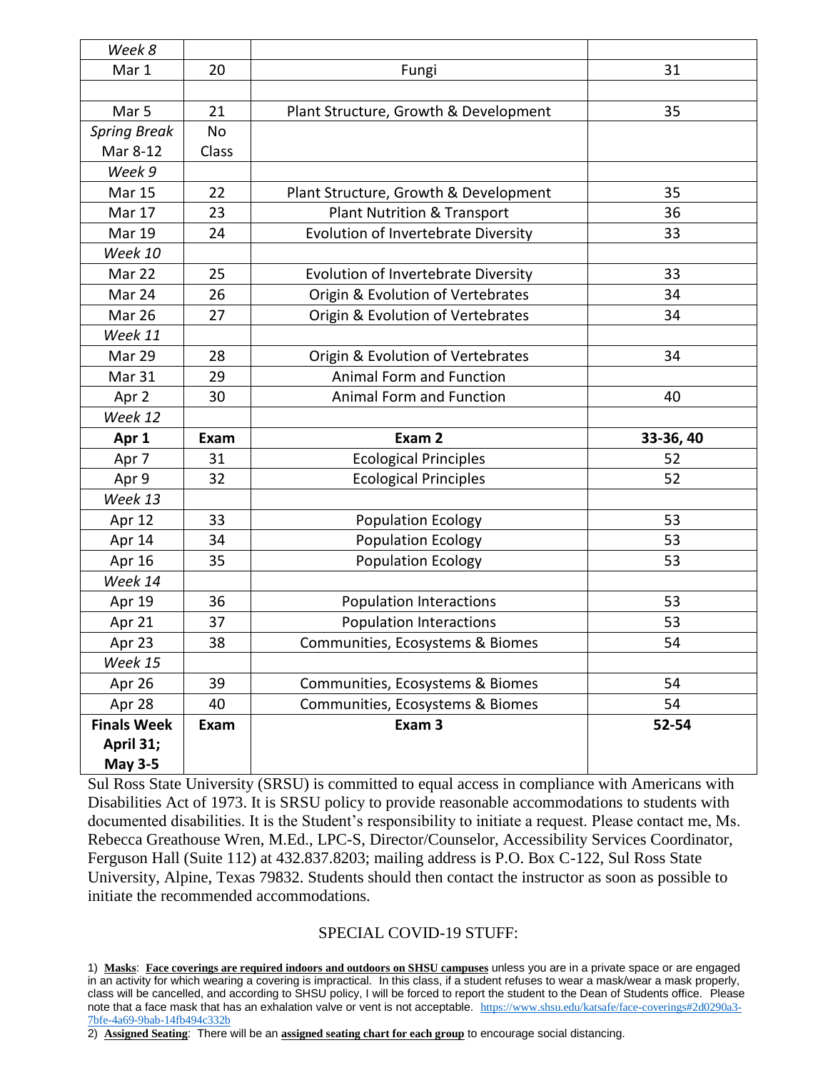| *Week 8* | | | |
|---|---|---|---|
| Mar 1 | 20 | Fungi | 31 |
| | | | |
| Mar 5 | 21 | Plant Structure, Growth & Development | 35 |
| *Spring Break* Mar 8-12 | No Class | | |
| *Week 9* | | | |
| Mar 15 | 22 | Plant Structure, Growth & Development | 35 |
| Mar 17 | 23 | Plant Nutrition & Transport | 36 |
| Mar 19 | 24 | Evolution of Invertebrate Diversity | 33 |
| *Week 10* | | | |
| Mar 22 | 25 | Evolution of Invertebrate Diversity | 33 |
| Mar 24 | 26 | Origin & Evolution of Vertebrates | 34 |
| Mar 26 | 27 | Origin & Evolution of Vertebrates | 34 |
| *Week 11* | | | |
| Mar 29 | 28 | Origin & Evolution of Vertebrates | 34 |
| Mar 31 | 29 | Animal Form and Function | |
| Apr 2 | 30 | Animal Form and Function | 40 |
| *Week 12* | | | |
| **Apr 1** | **Exam** | **Exam 2** | **33-36, 40** |
| Apr 7 | 31 | Ecological Principles | 52 |
| Apr 9 | 32 | Ecological Principles | 52 |
| *Week 13* | | | |
| Apr 12 | 33 | Population Ecology | 53 |
| Apr 14 | 34 | Population Ecology | 53 |
| Apr 16 | 35 | Population Ecology | 53 |
| *Week 14* | | | |
| Apr 19 | 36 | Population Interactions | 53 |
| Apr 21 | 37 | Population Interactions | 53 |
| Apr 23 | 38 | Communities, Ecosystems & Biomes | 54 |
| *Week 15* | | | |
| Apr 26 | 39 | Communities, Ecosystems & Biomes | 54 |
| Apr 28 | 40 | Communities, Ecosystems & Biomes | 54 |
| **Finals Week April 31; May 3-5** | **Exam** | **Exam 3** | **52-54** |

Sul Ross State University (SRSU) is committed to equal access in compliance with Americans with Disabilities Act of 1973. It is SRSU policy to provide reasonable accommodations to students with documented disabilities. It is the Student's responsibility to initiate a request. Please contact me, Ms. Rebecca Greathouse Wren, M.Ed., LPC-S, Director/Counselor, Accessibility Services Coordinator, Ferguson Hall (Suite 112) at 432.837.8203; mailing address is P.O. Box C-122, Sul Ross State University, Alpine, Texas 79832. Students should then contact the instructor as soon as possible to initiate the recommended accommodations.

SPECIAL COVID-19 STUFF:

1) **Masks**: **Face coverings are required indoors and outdoors on SHSU campuses** unless you are in a private space or are engaged in an activity for which wearing a covering is impractical. In this class, if a student refuses to wear a mask/wear a mask properly, class will be cancelled, and according to SHSU policy, I will be forced to report the student to the Dean of Students office. Please note that a face mask that has an exhalation valve or vent is not acceptable. https://www.shsu.edu/katsafe/face-coverings#2d0290a3-7bfe-4a69-9bab-14fb494c332b

2) **Assigned Seating**: There will be an **assigned seating chart for each group** to encourage social distancing.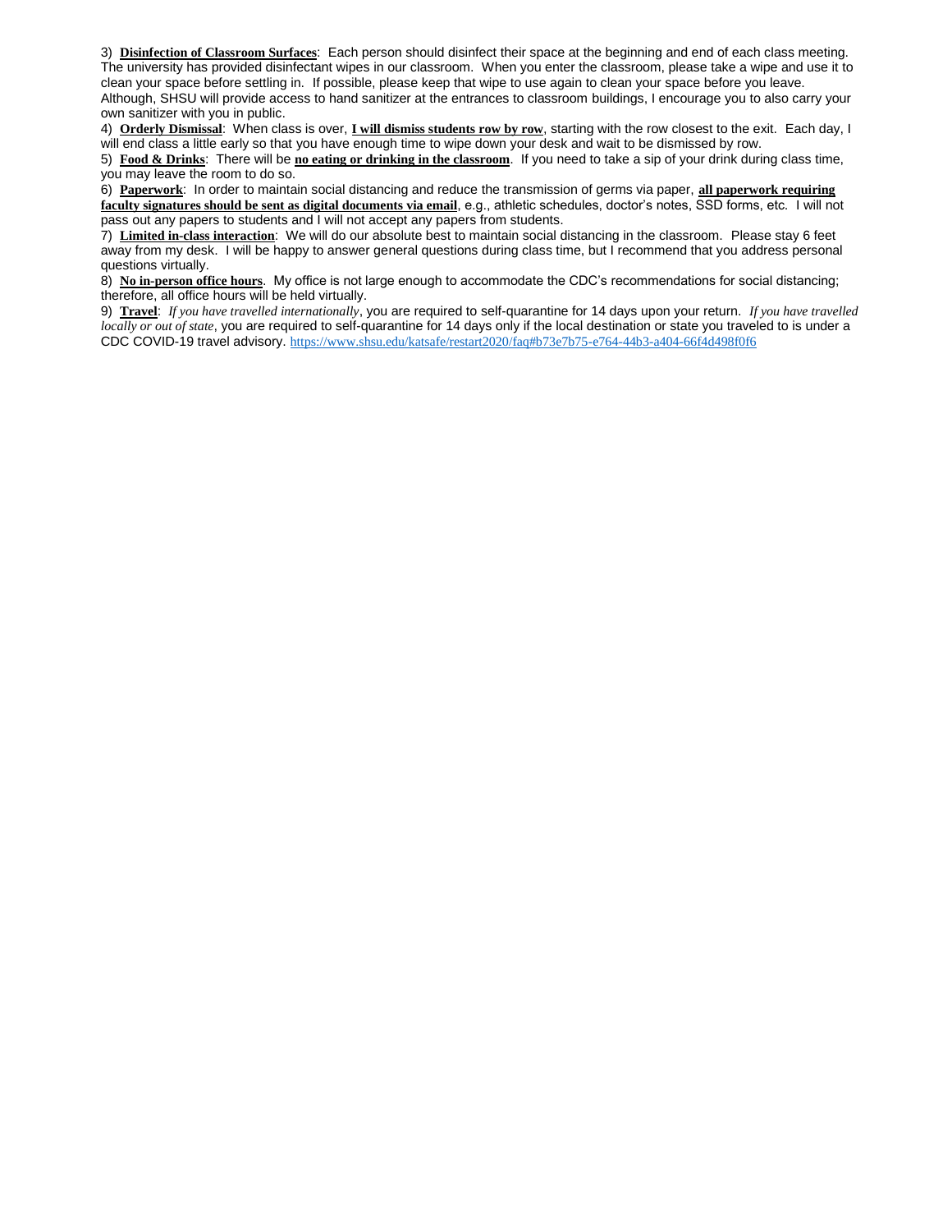3) **Disinfection of Classroom Surfaces**: Each person should disinfect their space at the beginning and end of each class meeting. The university has provided disinfectant wipes in our classroom. When you enter the classroom, please take a wipe and use it to clean your space before settling in. If possible, please keep that wipe to use again to clean your space before you leave. Although, SHSU will provide access to hand sanitizer at the entrances to classroom buildings, I encourage you to also carry your own sanitizer with you in public.

4) **Orderly Dismissal**: When class is over, **I will dismiss students row by row**, starting with the row closest to the exit. Each day, I will end class a little early so that you have enough time to wipe down your desk and wait to be dismissed by row.

5) **Food & Drinks**: There will be **no eating or drinking in the classroom**. If you need to take a sip of your drink during class time, you may leave the room to do so.

6) **Paperwork**: In order to maintain social distancing and reduce the transmission of germs via paper, **all paperwork requiring faculty signatures should be sent as digital documents via email**, e.g., athletic schedules, doctor's notes, SSD forms, etc. I will not pass out any papers to students and I will not accept any papers from students.

7) **Limited in-class interaction**: We will do our absolute best to maintain social distancing in the classroom. Please stay 6 feet away from my desk. I will be happy to answer general questions during class time, but I recommend that you address personal questions virtually.

8) **No in-person office hours**. My office is not large enough to accommodate the CDC's recommendations for social distancing; therefore, all office hours will be held virtually.

9) **Travel**: *If you have travelled internationally*, you are required to self-quarantine for 14 days upon your return. *If you have travelled locally or out of state*, you are required to self-quarantine for 14 days only if the local destination or state you traveled to is under a CDC COVID-19 travel advisory. https://www.shsu.edu/katsafe/restart2020/faq#b73e7b75-e764-44b3-a404-66f4d498f0f6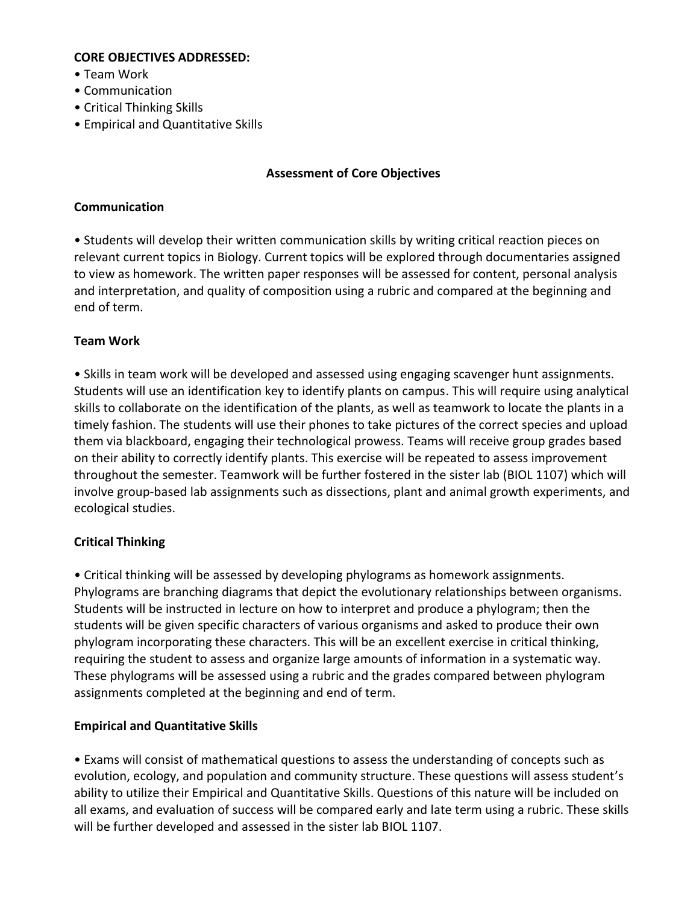**CORE OBJECTIVES ADDRESSED:**

- Team Work
- Communication
- Critical Thinking Skills
- Empirical and Quantitative Skills

## Assessment of Core Objectives

### Communication

- Students will develop their written communication skills by writing critical reaction pieces on relevant current topics in Biology. Current topics will be explored through documentaries assigned to view as homework. The written paper responses will be assessed for content, personal analysis and interpretation, and quality of composition using a rubric and compared at the beginning and end of term.

### Team Work

- Skills in team work will be developed and assessed using engaging scavenger hunt assignments. Students will use an identification key to identify plants on campus. This will require using analytical skills to collaborate on the identification of the plants, as well as teamwork to locate the plants in a timely fashion. The students will use their phones to take pictures of the correct species and upload them via blackboard, engaging their technological prowess. Teams will receive group grades based on their ability to correctly identify plants. This exercise will be repeated to assess improvement throughout the semester. Teamwork will be further fostered in the sister lab (BIOL 1107) which will involve group-based lab assignments such as dissections, plant and animal growth experiments, and ecological studies.

### Critical Thinking

- Critical thinking will be assessed by developing phylograms as homework assignments. Phylograms are branching diagrams that depict the evolutionary relationships between organisms. Students will be instructed in lecture on how to interpret and produce a phylogram; then the students will be given specific characters of various organisms and asked to produce their own phylogram incorporating these characters. This will be an excellent exercise in critical thinking, requiring the student to assess and organize large amounts of information in a systematic way. These phylograms will be assessed using a rubric and the grades compared between phylogram assignments completed at the beginning and end of term.

### Empirical and Quantitative Skills

- Exams will consist of mathematical questions to assess the understanding of concepts such as evolution, ecology, and population and community structure. These questions will assess student's ability to utilize their Empirical and Quantitative Skills. Questions of this nature will be included on all exams, and evaluation of success will be compared early and late term using a rubric. These skills will be further developed and assessed in the sister lab BIOL 1107.